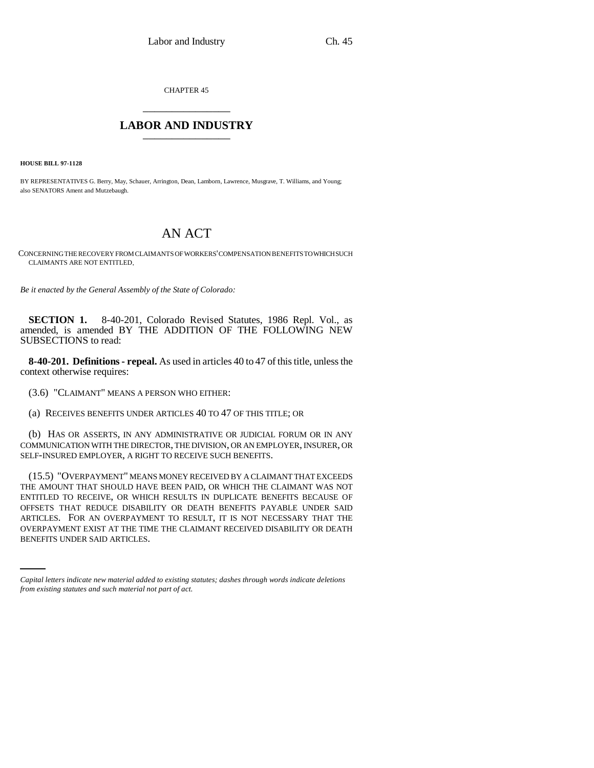CHAPTER 45

# LABOR AND INDUSTRY

**HOUSE BILL 97-1128**

BY REPRESENTATIVES G. Berry, May, Schauer, Arrington, Dean, Lamborn, Lawrence, Musgrave, T. Williams, and Young; also SENATORS Ament and Mutzebaugh.

## AN ACT

CONCERNING THE RECOVERY FROM CLAIMANTS OF WORKERS' COMPENSATION BENEFITS TO WHICH SUCH CLAIMANTS ARE NOT ENTITLED.

*Be it enacted by the General Assembly of the State of Colorado:*

**SECTION 1.** 8-40-201, Colorado Revised Statutes, 1986 Repl. Vol., as amended, is amended BY THE ADDITION OF THE FOLLOWING NEW SUBSECTIONS to read:

**8-40-201. Definitions - repeal.** As used in articles 40 to 47 of this title, unless the context otherwise requires:

(3.6) "CLAIMANT" MEANS A PERSON WHO EITHER:

(a) RECEIVES BENEFITS UNDER ARTICLES 40 TO 47 OF THIS TITLE; OR

(b) HAS OR ASSERTS, IN ANY ADMINISTRATIVE OR JUDICIAL FORUM OR IN ANY COMMUNICATION WITH THE DIRECTOR, THE DIVISION, OR AN EMPLOYER, INSURER, OR SELF-INSURED EMPLOYER, A RIGHT TO RECEIVE SUCH BENEFITS.

(15.5) "OVERPAYMENT" MEANS MONEY RECEIVED BY A CLAIMANT THAT EXCEEDS THE AMOUNT THAT SHOULD HAVE BEEN PAID, OR WHICH THE CLAIMANT WAS NOT ENTITLED TO RECEIVE, OR WHICH RESULTS IN DUPLICATE BENEFITS BECAUSE OF OFFSETS THAT REDUCE DISABILITY OR DEATH BENEFITS PAYABLE UNDER SAID ARTICLES. FOR AN OVERPAYMENT TO RESULT, IT IS NOT NECESSARY THAT THE OVERPAYMENT EXIST AT THE TIME THE CLAIMANT RECEIVED DISABILITY OR DEATH BENEFITS UNDER SAID ARTICLES.

*Capital letters indicate new material added to existing statutes; dashes through words indicate deletions from existing statutes and such material not part of act.*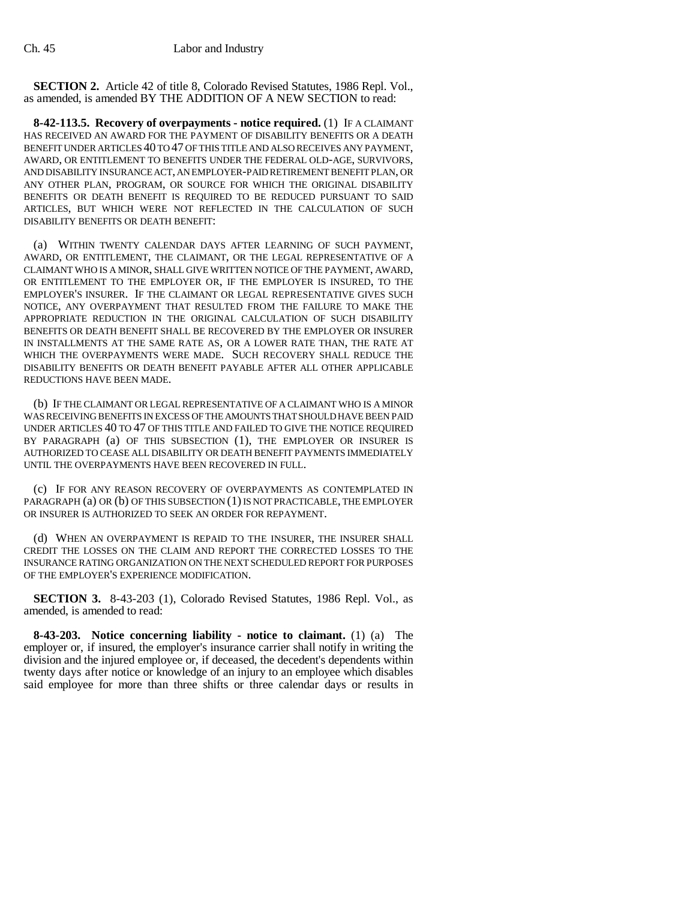**SECTION 2.** Article 42 of title 8, Colorado Revised Statutes, 1986 Repl. Vol., as amended, is amended BY THE ADDITION OF A NEW SECTION to read:

**8-42-113.5. Recovery of overpayments - notice required.** (1) IF A CLAIMANT HAS RECEIVED AN AWARD FOR THE PAYMENT OF DISABILITY BENEFITS OR A DEATH BENEFIT UNDER ARTICLES 40 TO 47 OF THIS TITLE AND ALSO RECEIVES ANY PAYMENT, AWARD, OR ENTITLEMENT TO BENEFITS UNDER THE FEDERAL OLD-AGE, SURVIVORS, AND DISABILITY INSURANCE ACT, AN EMPLOYER-PAID RETIREMENT BENEFIT PLAN, OR ANY OTHER PLAN, PROGRAM, OR SOURCE FOR WHICH THE ORIGINAL DISABILITY BENEFITS OR DEATH BENEFIT IS REQUIRED TO BE REDUCED PURSUANT TO SAID ARTICLES, BUT WHICH WERE NOT REFLECTED IN THE CALCULATION OF SUCH DISABILITY BENEFITS OR DEATH BENEFIT:

(a) WITHIN TWENTY CALENDAR DAYS AFTER LEARNING OF SUCH PAYMENT, AWARD, OR ENTITLEMENT, THE CLAIMANT, OR THE LEGAL REPRESENTATIVE OF A CLAIMANT WHO IS A MINOR, SHALL GIVE WRITTEN NOTICE OF THE PAYMENT, AWARD, OR ENTITLEMENT TO THE EMPLOYER OR, IF THE EMPLOYER IS INSURED, TO THE EMPLOYER'S INSURER. IF THE CLAIMANT OR LEGAL REPRESENTATIVE GIVES SUCH NOTICE, ANY OVERPAYMENT THAT RESULTED FROM THE FAILURE TO MAKE THE APPROPRIATE REDUCTION IN THE ORIGINAL CALCULATION OF SUCH DISABILITY BENEFITS OR DEATH BENEFIT SHALL BE RECOVERED BY THE EMPLOYER OR INSURER IN INSTALLMENTS AT THE SAME RATE AS, OR A LOWER RATE THAN, THE RATE AT WHICH THE OVERPAYMENTS WERE MADE. SUCH RECOVERY SHALL REDUCE THE DISABILITY BENEFITS OR DEATH BENEFIT PAYABLE AFTER ALL OTHER APPLICABLE REDUCTIONS HAVE BEEN MADE.

(b) IF THE CLAIMANT OR LEGAL REPRESENTATIVE OF A CLAIMANT WHO IS A MINOR WAS RECEIVING BENEFITS IN EXCESS OF THE AMOUNTS THAT SHOULD HAVE BEEN PAID UNDER ARTICLES 40 TO 47 OF THIS TITLE AND FAILED TO GIVE THE NOTICE REQUIRED BY PARAGRAPH (a) OF THIS SUBSECTION (1), THE EMPLOYER OR INSURER IS AUTHORIZED TO CEASE ALL DISABILITY OR DEATH BENEFIT PAYMENTS IMMEDIATELY UNTIL THE OVERPAYMENTS HAVE BEEN RECOVERED IN FULL.

(c) IF FOR ANY REASON RECOVERY OF OVERPAYMENTS AS CONTEMPLATED IN PARAGRAPH (a) OR (b) OF THIS SUBSECTION (1) IS NOT PRACTICABLE, THE EMPLOYER OR INSURER IS AUTHORIZED TO SEEK AN ORDER FOR REPAYMENT.

(d) WHEN AN OVERPAYMENT IS REPAID TO THE INSURER, THE INSURER SHALL CREDIT THE LOSSES ON THE CLAIM AND REPORT THE CORRECTED LOSSES TO THE INSURANCE RATING ORGANIZATION ON THE NEXT SCHEDULED REPORT FOR PURPOSES OF THE EMPLOYER'S EXPERIENCE MODIFICATION.

**SECTION 3.** 8-43-203 (1), Colorado Revised Statutes, 1986 Repl. Vol., as amended, is amended to read:

**8-43-203. Notice concerning liability - notice to claimant.** (1) (a) The employer or, if insured, the employer's insurance carrier shall notify in writing the division and the injured employee or, if deceased, the decedent's dependents within twenty days after notice or knowledge of an injury to an employee which disables said employee for more than three shifts or three calendar days or results in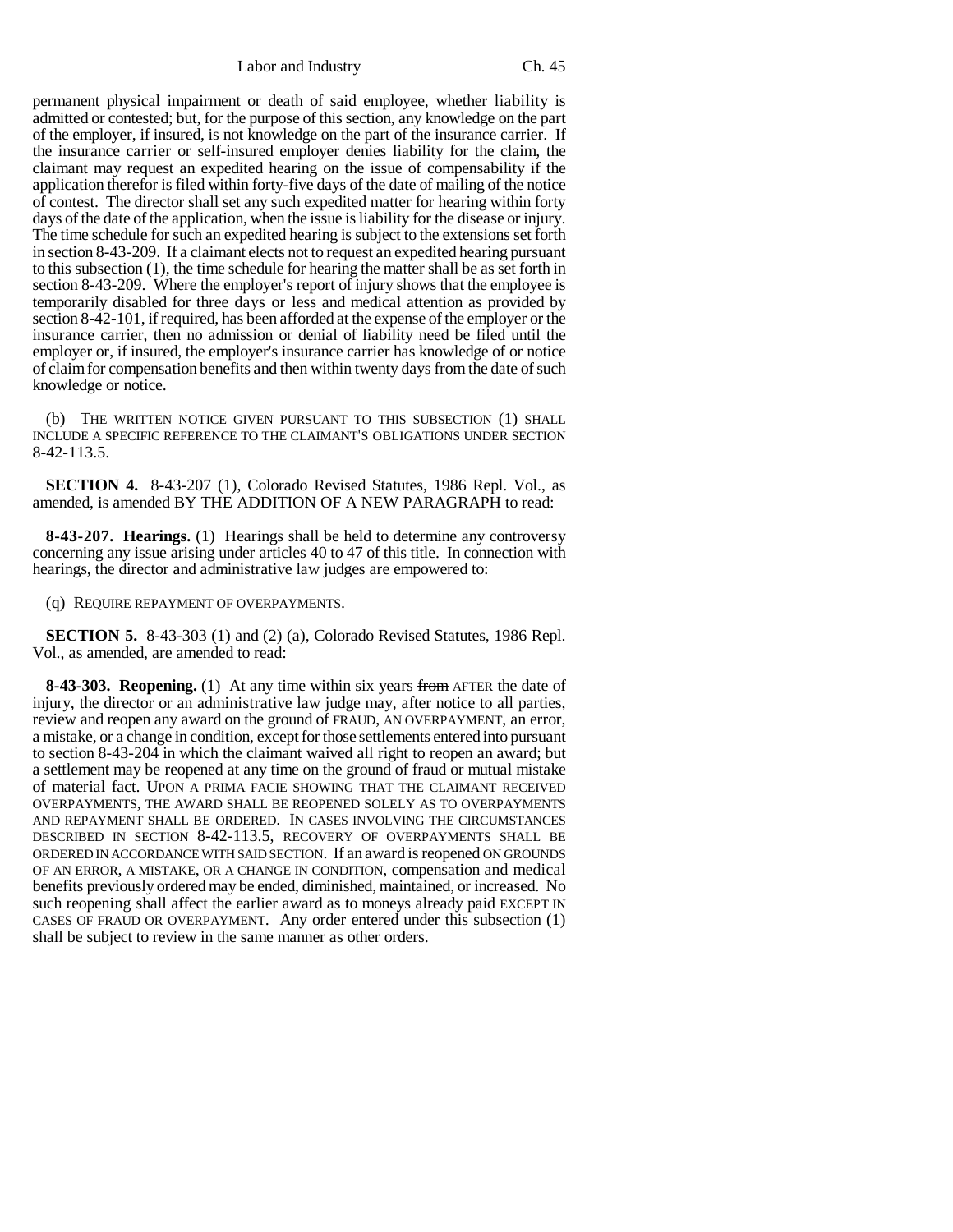permanent physical impairment or death of said employee, whether liability is admitted or contested; but, for the purpose of this section, any knowledge on the part of the employer, if insured, is not knowledge on the part of the insurance carrier. If the insurance carrier or self-insured employer denies liability for the claim, the claimant may request an expedited hearing on the issue of compensability if the application therefor is filed within forty-five days of the date of mailing of the notice of contest. The director shall set any such expedited matter for hearing within forty days of the date of the application, when the issue is liability for the disease or injury. The time schedule for such an expedited hearing is subject to the extensions set forth in section 8-43-209. If a claimant elects not to request an expedited hearing pursuant to this subsection (1), the time schedule for hearing the matter shall be as set forth in section 8-43-209. Where the employer's report of injury shows that the employee is temporarily disabled for three days or less and medical attention as provided by section 8-42-101, if required, has been afforded at the expense of the employer or the insurance carrier, then no admission or denial of liability need be filed until the employer or, if insured, the employer's insurance carrier has knowledge of or notice of claim for compensation benefits and then within twenty days from the date of such knowledge or notice.

(b) THE WRITTEN NOTICE GIVEN PURSUANT TO THIS SUBSECTION (1) SHALL INCLUDE A SPECIFIC REFERENCE TO THE CLAIMANT'S OBLIGATIONS UNDER SECTION 8-42-113.5.

**SECTION 4.** 8-43-207 (1), Colorado Revised Statutes, 1986 Repl. Vol., as amended, is amended BY THE ADDITION OF A NEW PARAGRAPH to read:

**8-43-207. Hearings.** (1) Hearings shall be held to determine any controversy concerning any issue arising under articles 40 to 47 of this title. In connection with hearings, the director and administrative law judges are empowered to:

(q) REQUIRE REPAYMENT OF OVERPAYMENTS.

**SECTION 5.** 8-43-303 (1) and (2) (a), Colorado Revised Statutes, 1986 Repl. Vol., as amended, are amended to read:

**8-43-303. Reopening.** (1) At any time within six years ~~from~~ AFTER the date of injury, the director or an administrative law judge may, after notice to all parties, review and reopen any award on the ground of FRAUD, AN OVERPAYMENT, an error, a mistake, or a change in condition, except for those settlements entered into pursuant to section 8-43-204 in which the claimant waived all right to reopen an award; but a settlement may be reopened at any time on the ground of fraud or mutual mistake of material fact. UPON A PRIMA FACIE SHOWING THAT THE CLAIMANT RECEIVED OVERPAYMENTS, THE AWARD SHALL BE REOPENED SOLELY AS TO OVERPAYMENTS AND REPAYMENT SHALL BE ORDERED. IN CASES INVOLVING THE CIRCUMSTANCES DESCRIBED IN SECTION 8-42-113.5, RECOVERY OF OVERPAYMENTS SHALL BE ORDERED IN ACCORDANCE WITH SAID SECTION. If an award is reopened ON GROUNDS OF AN ERROR, A MISTAKE, OR A CHANGE IN CONDITION, compensation and medical benefits previously ordered may be ended, diminished, maintained, or increased. No such reopening shall affect the earlier award as to moneys already paid EXCEPT IN CASES OF FRAUD OR OVERPAYMENT. Any order entered under this subsection (1) shall be subject to review in the same manner as other orders.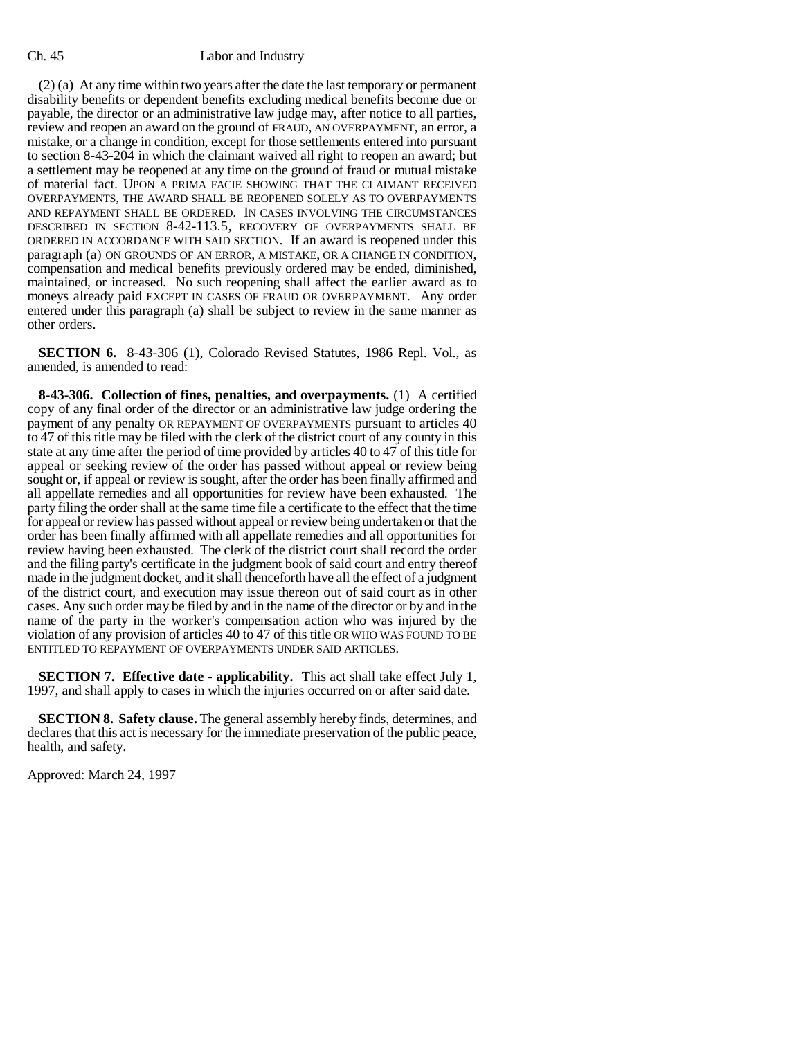(2) (a) At any time within two years after the date the last temporary or permanent disability benefits or dependent benefits excluding medical benefits become due or payable, the director or an administrative law judge may, after notice to all parties, review and reopen an award on the ground of FRAUD, AN OVERPAYMENT, an error, a mistake, or a change in condition, except for those settlements entered into pursuant to section 8-43-204 in which the claimant waived all right to reopen an award; but a settlement may be reopened at any time on the ground of fraud or mutual mistake of material fact. UPON A PRIMA FACIE SHOWING THAT THE CLAIMANT RECEIVED OVERPAYMENTS, THE AWARD SHALL BE REOPENED SOLELY AS TO OVERPAYMENTS AND REPAYMENT SHALL BE ORDERED. IN CASES INVOLVING THE CIRCUMSTANCES DESCRIBED IN SECTION 8-42-113.5, RECOVERY OF OVERPAYMENTS SHALL BE ORDERED IN ACCORDANCE WITH SAID SECTION. If an award is reopened under this paragraph (a) ON GROUNDS OF AN ERROR, A MISTAKE, OR A CHANGE IN CONDITION, compensation and medical benefits previously ordered may be ended, diminished, maintained, or increased. No such reopening shall affect the earlier award as to moneys already paid EXCEPT IN CASES OF FRAUD OR OVERPAYMENT. Any order entered under this paragraph (a) shall be subject to review in the same manner as other orders.

**SECTION 6.** 8-43-306 (1), Colorado Revised Statutes, 1986 Repl. Vol., as amended, is amended to read:

**8-43-306. Collection of fines, penalties, and overpayments.** (1) A certified copy of any final order of the director or an administrative law judge ordering the payment of any penalty OR REPAYMENT OF OVERPAYMENTS pursuant to articles 40 to 47 of this title may be filed with the clerk of the district court of any county in this state at any time after the period of time provided by articles 40 to 47 of this title for appeal or seeking review of the order has passed without appeal or review being sought or, if appeal or review is sought, after the order has been finally affirmed and all appellate remedies and all opportunities for review have been exhausted. The party filing the order shall at the same time file a certificate to the effect that the time for appeal or review has passed without appeal or review being undertaken or that the order has been finally affirmed with all appellate remedies and all opportunities for review having been exhausted. The clerk of the district court shall record the order and the filing party's certificate in the judgment book of said court and entry thereof made in the judgment docket, and it shall thenceforth have all the effect of a judgment of the district court, and execution may issue thereon out of said court as in other cases. Any such order may be filed by and in the name of the director or by and in the name of the party in the worker's compensation action who was injured by the violation of any provision of articles 40 to 47 of this title OR WHO WAS FOUND TO BE ENTITLED TO REPAYMENT OF OVERPAYMENTS UNDER SAID ARTICLES.

**SECTION 7. Effective date - applicability.** This act shall take effect July 1, 1997, and shall apply to cases in which the injuries occurred on or after said date.

**SECTION 8. Safety clause.** The general assembly hereby finds, determines, and declares that this act is necessary for the immediate preservation of the public peace, health, and safety.

Approved: March 24, 1997